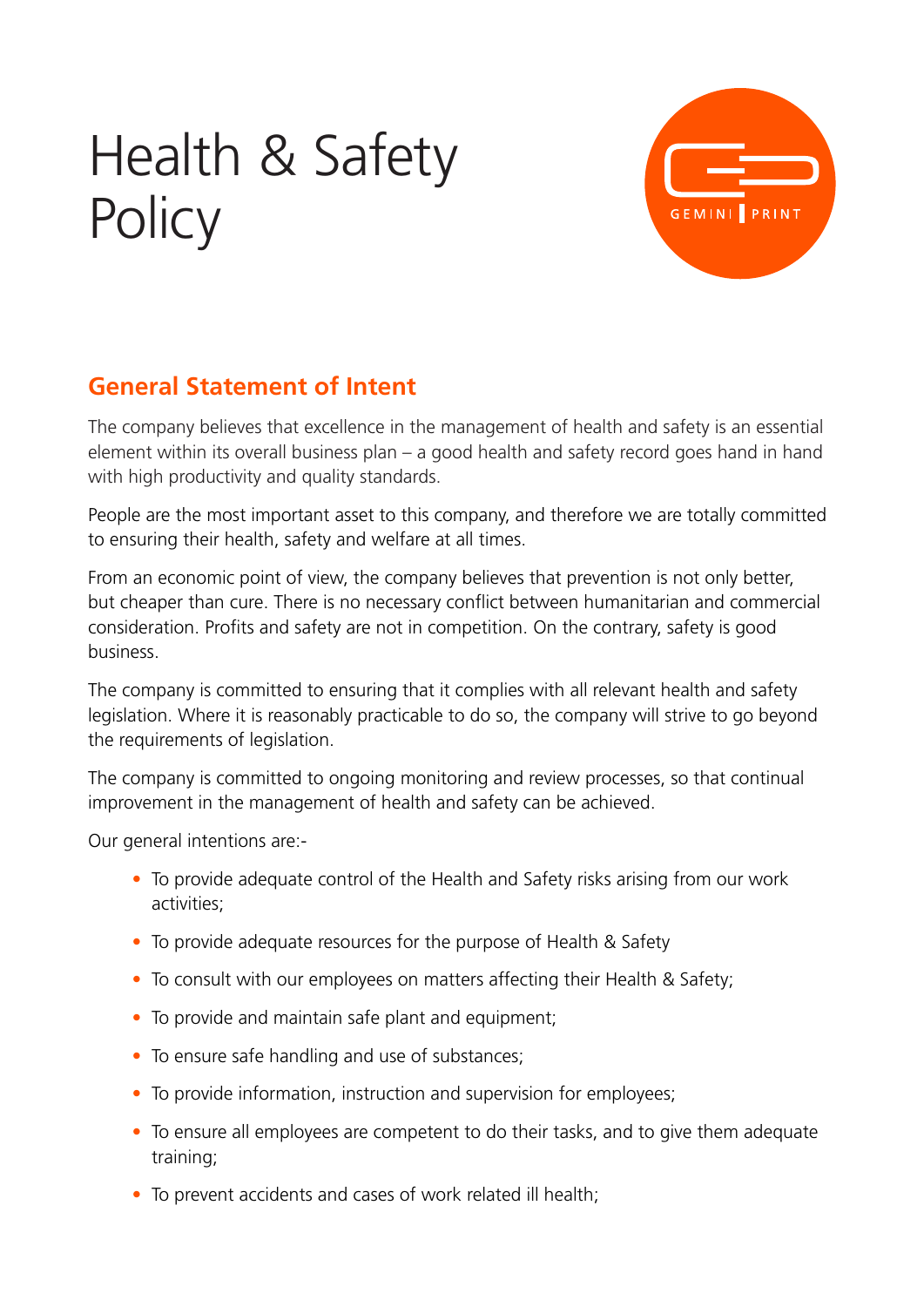# Health & Safety Policy

## General Statement of Intent

The company believes that excellence in the management of health and safety is an essential element within its overall business plan – a good health and safety record goes hand in hand with high productivity and quality standards.

People are the most important asset to this company, and therefore we are totally committed to ensuring their health, safety and welfare at all times.

From an economic point of view, the company believes that prevention is not only better, but cheaper than cure. There is no necessary conflict between humanitarian and commercial consideration. Profits and safety are not in competition. On the contrary, safety is good business.

The company is committed to ensuring that it complies with all relevant health and safety legislation. Where it is reasonably practicable to do so, the company will strive to go beyond the requirements of legislation.

The company is committed to ongoing monitoring and review processes, so that continual improvement in the management of health and safety can be achieved.

Our general intentions are:-

- To provide adequate control of the Health and Safety risks arising from our work activities;
- To provide adequate resources for the purpose of Health & Safety
- To consult with our employees on matters affecting their Health & Safety;
- To provide and maintain safe plant and equipment;
- To ensure safe handling and use of substances;
- To provide information, instruction and supervision for employees;
- To ensure all employees are competent to do their tasks, and to give them adequate training;
- To prevent accidents and cases of work related ill health;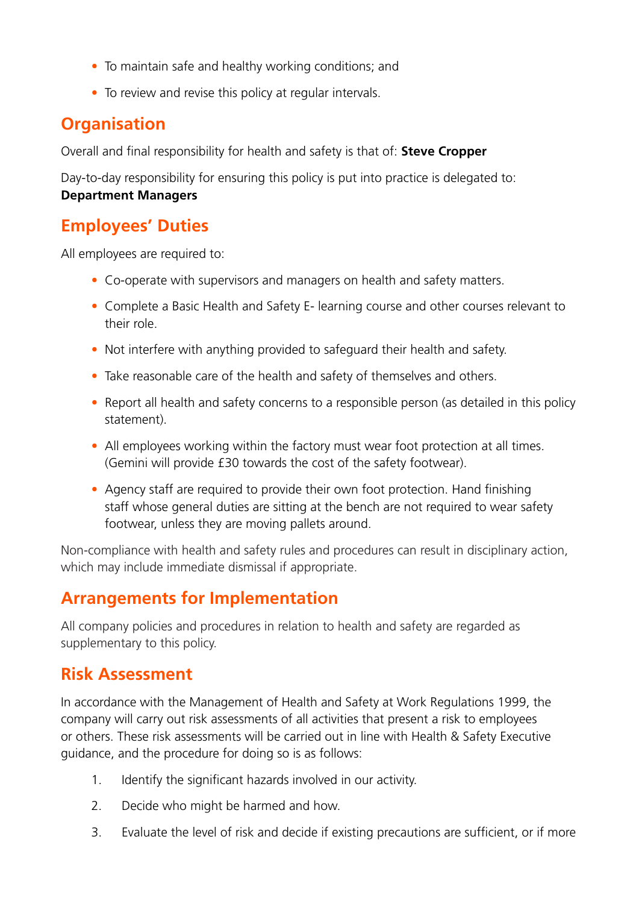- To maintain safe and healthy working conditions; and
- To review and revise this policy at regular intervals.

## Organisation

Overall and final responsibility for health and safety is that of: **Steve Cropper**

Day-to-day responsibility for ensuring this policy is put into practice is delegated to:
**Department Managers**

## Employees' Duties

All employees are required to:

- Co-operate with supervisors and managers on health and safety matters.
- Complete a Basic Health and Safety E- learning course and other courses relevant to their role.
- Not interfere with anything provided to safeguard their health and safety.
- Take reasonable care of the health and safety of themselves and others.
- Report all health and safety concerns to a responsible person (as detailed in this policy statement).
- All employees working within the factory must wear foot protection at all times. (Gemini will provide £30 towards the cost of the safety footwear).
- Agency staff are required to provide their own foot protection. Hand finishing staff whose general duties are sitting at the bench are not required to wear safety footwear, unless they are moving pallets around.

Non-compliance with health and safety rules and procedures can result in disciplinary action, which may include immediate dismissal if appropriate.

## Arrangements for Implementation

All company policies and procedures in relation to health and safety are regarded as supplementary to this policy.

## Risk Assessment

In accordance with the Management of Health and Safety at Work Regulations 1999, the company will carry out risk assessments of all activities that present a risk to employees or others. These risk assessments will be carried out in line with Health & Safety Executive guidance, and the procedure for doing so is as follows:

1. Identify the significant hazards involved in our activity.
2. Decide who might be harmed and how.
3. Evaluate the level of risk and decide if existing precautions are sufficient, or if more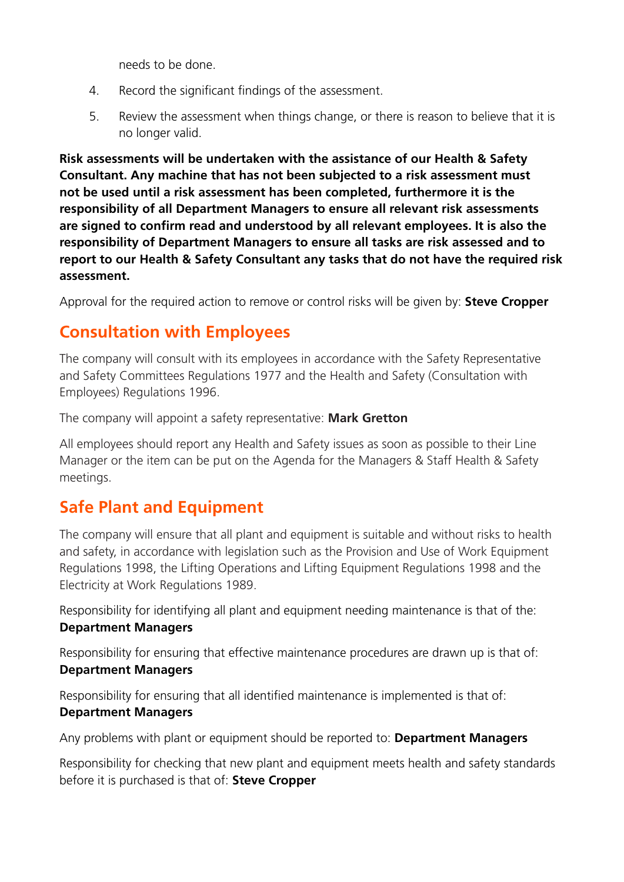needs to be done.

4. Record the significant findings of the assessment.
5. Review the assessment when things change, or there is reason to believe that it is no longer valid.

**Risk assessments will be undertaken with the assistance of our Health & Safety Consultant. Any machine that has not been subjected to a risk assessment must not be used until a risk assessment has been completed, furthermore it is the responsibility of all Department Managers to ensure all relevant risk assessments are signed to confirm read and understood by all relevant employees. It is also the responsibility of Department Managers to ensure all tasks are risk assessed and to report to our Health & Safety Consultant any tasks that do not have the required risk assessment.**

Approval for the required action to remove or control risks will be given by: **Steve Cropper**

## Consultation with Employees

The company will consult with its employees in accordance with the Safety Representative and Safety Committees Regulations 1977 and the Health and Safety (Consultation with Employees) Regulations 1996.

The company will appoint a safety representative: **Mark Gretton**

All employees should report any Health and Safety issues as soon as possible to their Line Manager or the item can be put on the Agenda for the Managers & Staff Health & Safety meetings.

## Safe Plant and Equipment

The company will ensure that all plant and equipment is suitable and without risks to health and safety, in accordance with legislation such as the Provision and Use of Work Equipment Regulations 1998, the Lifting Operations and Lifting Equipment Regulations 1998 and the Electricity at Work Regulations 1989.

Responsibility for identifying all plant and equipment needing maintenance is that of the: **Department Managers**

Responsibility for ensuring that effective maintenance procedures are drawn up is that of: **Department Managers**

Responsibility for ensuring that all identified maintenance is implemented is that of: **Department Managers**

Any problems with plant or equipment should be reported to: **Department Managers**

Responsibility for checking that new plant and equipment meets health and safety standards before it is purchased is that of: **Steve Cropper**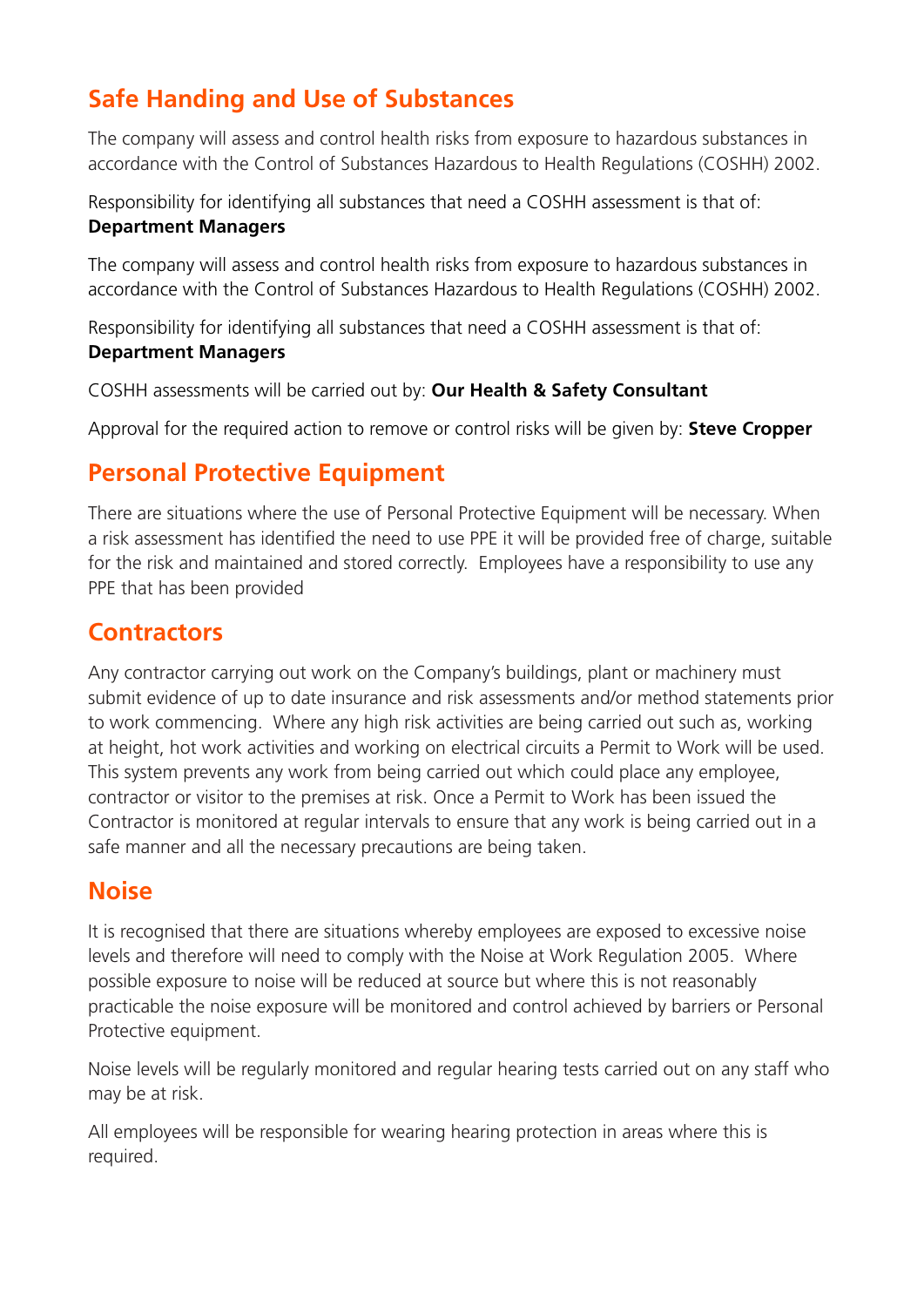## Safe Handing and Use of Substances

The company will assess and control health risks from exposure to hazardous substances in accordance with the Control of Substances Hazardous to Health Regulations (COSHH) 2002.

Responsibility for identifying all substances that need a COSHH assessment is that of: **Department Managers**

The company will assess and control health risks from exposure to hazardous substances in accordance with the Control of Substances Hazardous to Health Regulations (COSHH) 2002.

Responsibility for identifying all substances that need a COSHH assessment is that of: **Department Managers**

COSHH assessments will be carried out by: **Our Health & Safety Consultant**

Approval for the required action to remove or control risks will be given by: **Steve Cropper**

## Personal Protective Equipment

There are situations where the use of Personal Protective Equipment will be necessary. When a risk assessment has identified the need to use PPE it will be provided free of charge, suitable for the risk and maintained and stored correctly. Employees have a responsibility to use any PPE that has been provided

## Contractors

Any contractor carrying out work on the Company's buildings, plant or machinery must submit evidence of up to date insurance and risk assessments and/or method statements prior to work commencing. Where any high risk activities are being carried out such as, working at height, hot work activities and working on electrical circuits a Permit to Work will be used. This system prevents any work from being carried out which could place any employee, contractor or visitor to the premises at risk. Once a Permit to Work has been issued the Contractor is monitored at regular intervals to ensure that any work is being carried out in a safe manner and all the necessary precautions are being taken.

## Noise

It is recognised that there are situations whereby employees are exposed to excessive noise levels and therefore will need to comply with the Noise at Work Regulation 2005. Where possible exposure to noise will be reduced at source but where this is not reasonably practicable the noise exposure will be monitored and control achieved by barriers or Personal Protective equipment.

Noise levels will be regularly monitored and regular hearing tests carried out on any staff who may be at risk.

All employees will be responsible for wearing hearing protection in areas where this is required.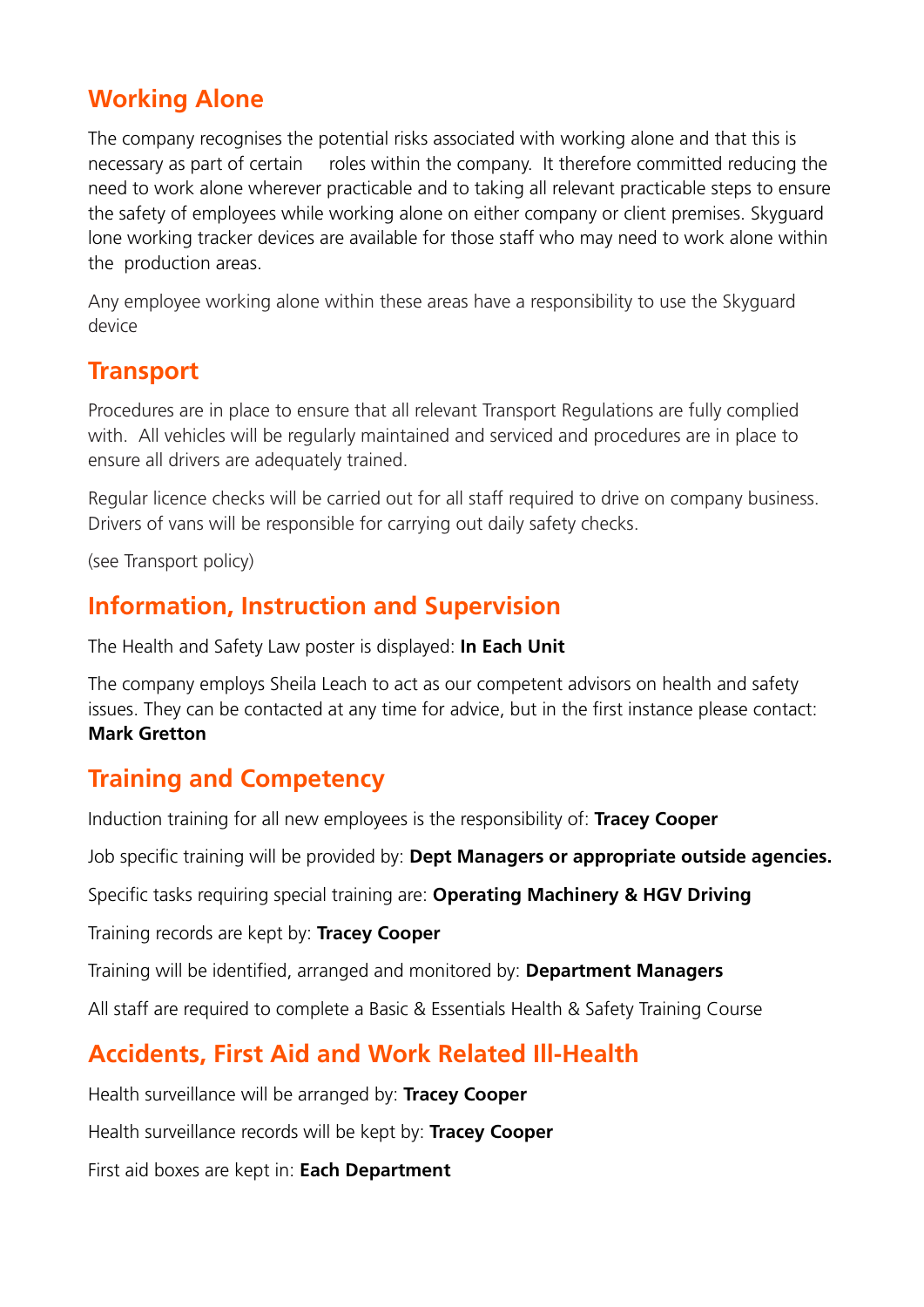## Working Alone

The company recognises the potential risks associated with working alone and that this is necessary as part of certain roles within the company. It therefore committed reducing the need to work alone wherever practicable and to taking all relevant practicable steps to ensure the safety of employees while working alone on either company or client premises. Skyguard lone working tracker devices are available for those staff who may need to work alone within the production areas.

Any employee working alone within these areas have a responsibility to use the Skyguard device

## Transport

Procedures are in place to ensure that all relevant Transport Regulations are fully complied with. All vehicles will be regularly maintained and serviced and procedures are in place to ensure all drivers are adequately trained.

Regular licence checks will be carried out for all staff required to drive on company business. Drivers of vans will be responsible for carrying out daily safety checks.

(see Transport policy)

## Information, Instruction and Supervision

The Health and Safety Law poster is displayed: **In Each Unit**

The company employs Sheila Leach to act as our competent advisors on health and safety issues. They can be contacted at any time for advice, but in the first instance please contact: **Mark Gretton**

## Training and Competency

Induction training for all new employees is the responsibility of: **Tracey Cooper**

Job specific training will be provided by: **Dept Managers or appropriate outside agencies.**

Specific tasks requiring special training are: **Operating Machinery & HGV Driving**

Training records are kept by: **Tracey Cooper**

Training will be identified, arranged and monitored by: **Department Managers**

All staff are required to complete a Basic & Essentials Health & Safety Training Course

## Accidents, First Aid and Work Related Ill-Health

Health surveillance will be arranged by: **Tracey Cooper**

Health surveillance records will be kept by: **Tracey Cooper**

First aid boxes are kept in: **Each Department**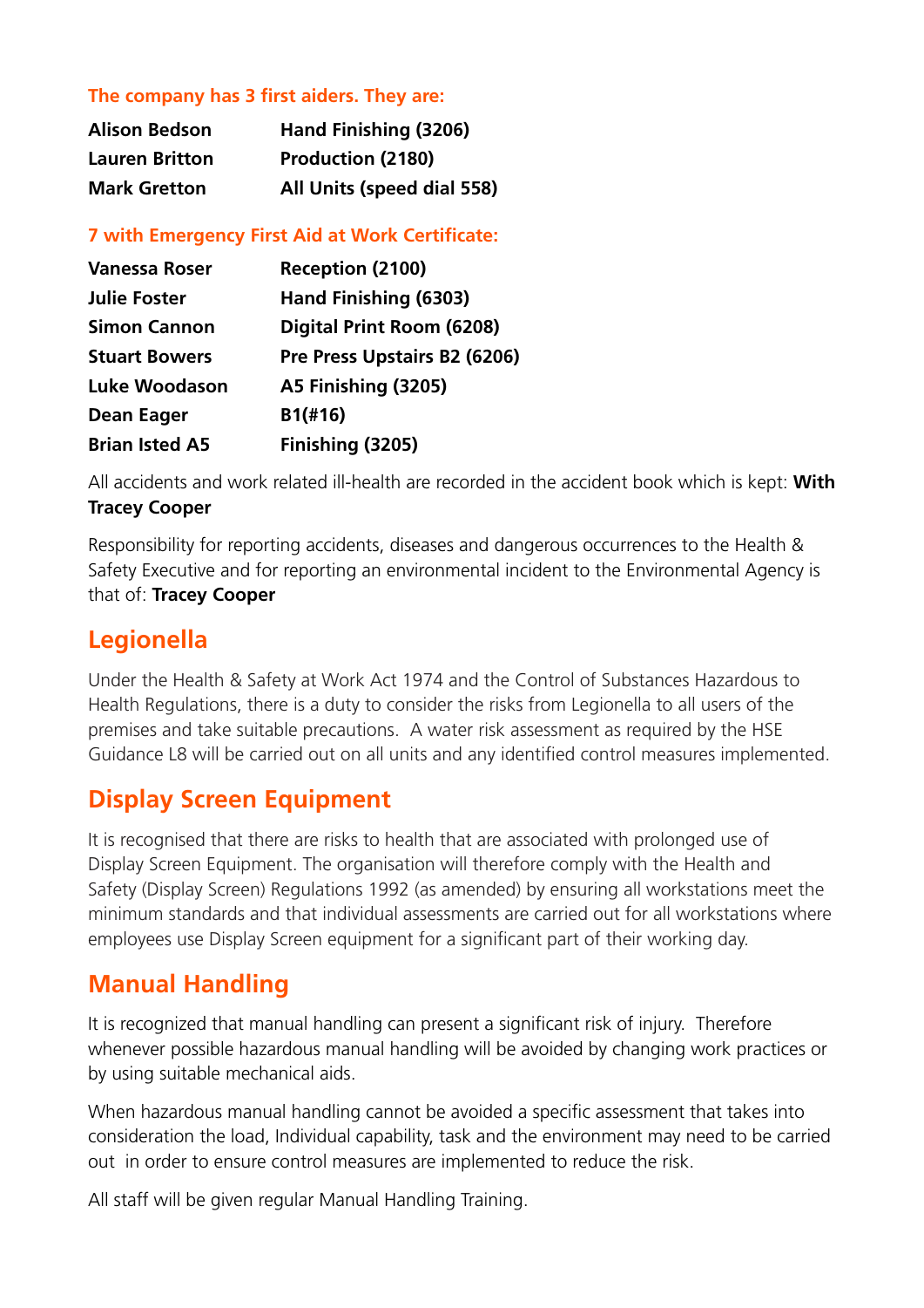**The company has 3 first aiders. They are:**

| | |
|---|---|
| **Alison Bedson** | **Hand Finishing (3206)** |
| **Lauren Britton** | **Production (2180)** |
| **Mark Gretton** | **All Units (speed dial 558)** |

**7 with Emergency First Aid at Work Certificate:**

| | |
|---|---|
| **Vanessa Roser** | **Reception (2100)** |
| **Julie Foster** | **Hand Finishing (6303)** |
| **Simon Cannon** | **Digital Print Room (6208)** |
| **Stuart Bowers** | **Pre Press Upstairs B2 (6206)** |
| **Luke Woodason** | **A5 Finishing (3205)** |
| **Dean Eager** | **B1(#16)** |
| **Brian Isted A5** | **Finishing (3205)** |

All accidents and work related ill-health are recorded in the accident book which is kept: **With Tracey Cooper**

Responsibility for reporting accidents, diseases and dangerous occurrences to the Health & Safety Executive and for reporting an environmental incident to the Environmental Agency is that of: **Tracey Cooper**

## Legionella

Under the Health & Safety at Work Act 1974 and the Control of Substances Hazardous to Health Regulations, there is a duty to consider the risks from Legionella to all users of the premises and take suitable precautions. A water risk assessment as required by the HSE Guidance L8 will be carried out on all units and any identified control measures implemented.

## Display Screen Equipment

It is recognised that there are risks to health that are associated with prolonged use of Display Screen Equipment. The organisation will therefore comply with the Health and Safety (Display Screen) Regulations 1992 (as amended) by ensuring all workstations meet the minimum standards and that individual assessments are carried out for all workstations where employees use Display Screen equipment for a significant part of their working day.

## Manual Handling

It is recognized that manual handling can present a significant risk of injury. Therefore whenever possible hazardous manual handling will be avoided by changing work practices or by using suitable mechanical aids.

When hazardous manual handling cannot be avoided a specific assessment that takes into consideration the load, Individual capability, task and the environment may need to be carried out in order to ensure control measures are implemented to reduce the risk.

All staff will be given regular Manual Handling Training.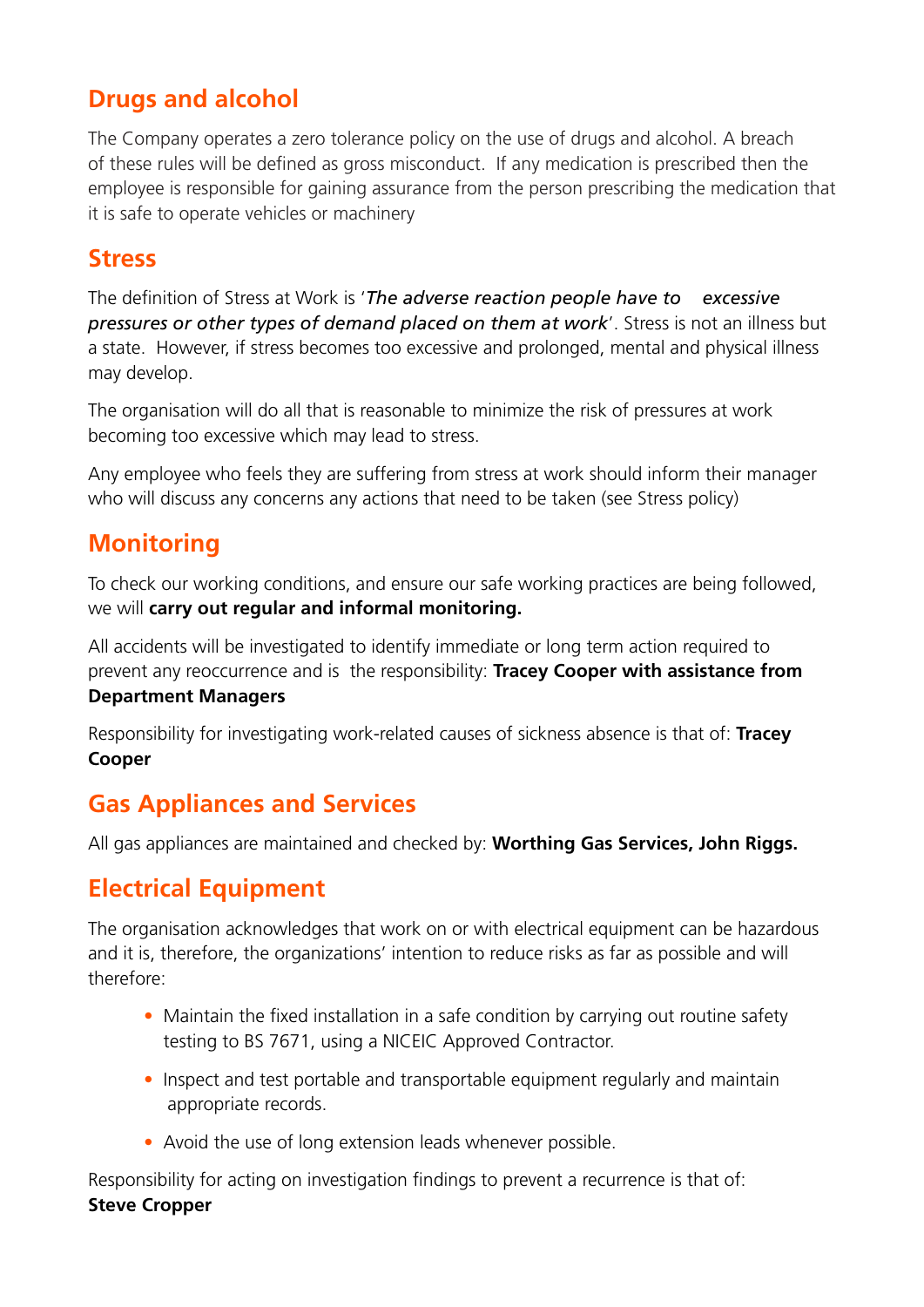## Drugs and alcohol

The Company operates a zero tolerance policy on the use of drugs and alcohol. A breach of these rules will be defined as gross misconduct. If any medication is prescribed then the employee is responsible for gaining assurance from the person prescribing the medication that it is safe to operate vehicles or machinery

## Stress

The definition of Stress at Work is '*The adverse reaction people have to excessive pressures or other types of demand placed on them at work*'. Stress is not an illness but a state. However, if stress becomes too excessive and prolonged, mental and physical illness may develop.

The organisation will do all that is reasonable to minimize the risk of pressures at work becoming too excessive which may lead to stress.

Any employee who feels they are suffering from stress at work should inform their manager who will discuss any concerns any actions that need to be taken (see Stress policy)

## Monitoring

To check our working conditions, and ensure our safe working practices are being followed, we will **carry out regular and informal monitoring.**

All accidents will be investigated to identify immediate or long term action required to prevent any reoccurrence and is the responsibility: **Tracey Cooper with assistance from Department Managers**

Responsibility for investigating work-related causes of sickness absence is that of: **Tracey Cooper**

## Gas Appliances and Services

All gas appliances are maintained and checked by: **Worthing Gas Services, John Riggs.**

## Electrical Equipment

The organisation acknowledges that work on or with electrical equipment can be hazardous and it is, therefore, the organizations' intention to reduce risks as far as possible and will therefore:

- Maintain the fixed installation in a safe condition by carrying out routine safety testing to BS 7671, using a NICEIC Approved Contractor.
- Inspect and test portable and transportable equipment regularly and maintain appropriate records.
- Avoid the use of long extension leads whenever possible.

Responsibility for acting on investigation findings to prevent a recurrence is that of: **Steve Cropper**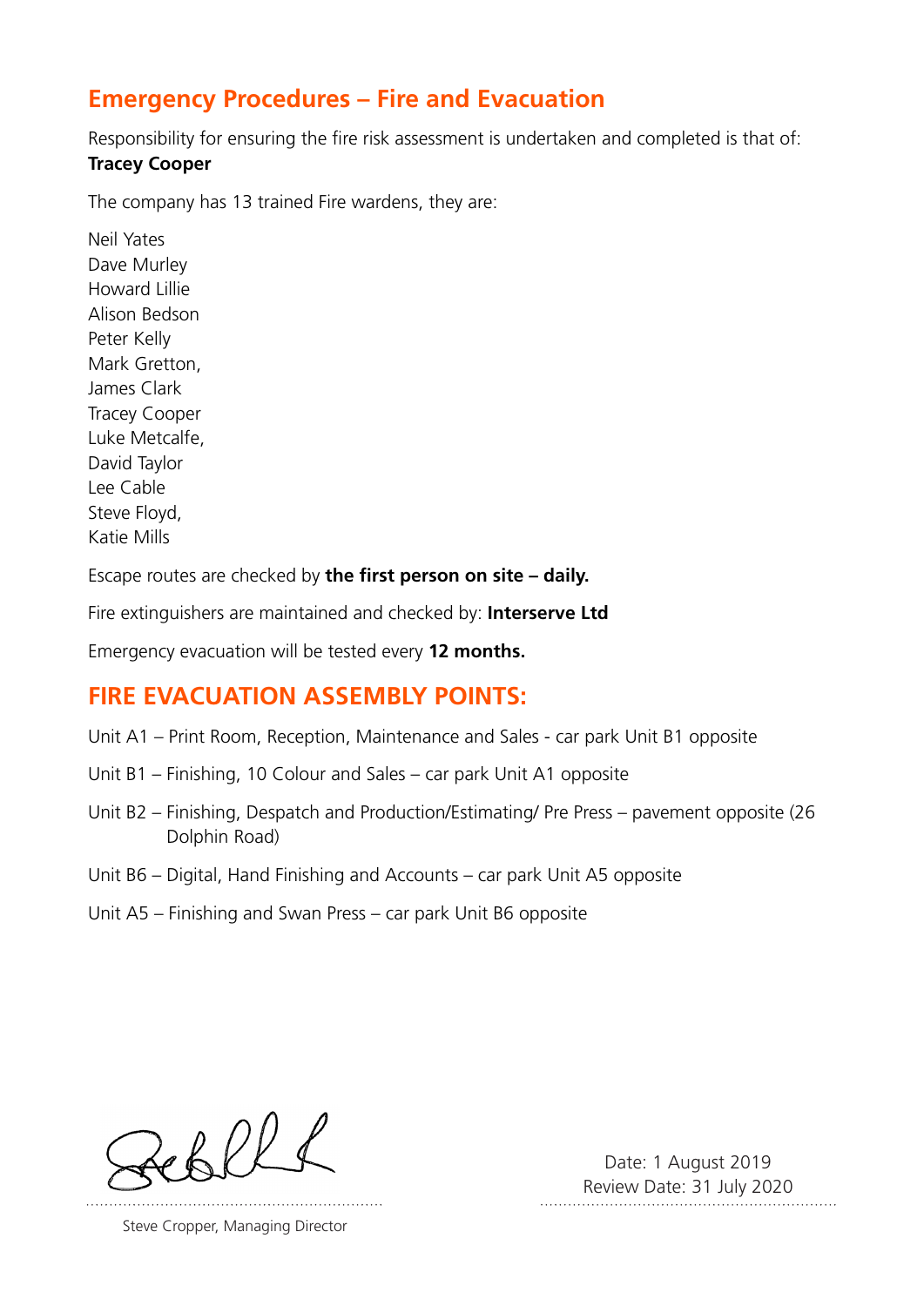## Emergency Procedures – Fire and Evacuation

Responsibility for ensuring the fire risk assessment is undertaken and completed is that of:
**Tracey Cooper**

The company has 13 trained Fire wardens, they are:

Neil Yates
Dave Murley
Howard Lillie
Alison Bedson
Peter Kelly
Mark Gretton,
James Clark
Tracey Cooper
Luke Metcalfe,
David Taylor
Lee Cable
Steve Floyd,
Katie Mills

Escape routes are checked by **the first person on site – daily.**

Fire extinguishers are maintained and checked by: **Interserve Ltd**

Emergency evacuation will be tested every **12 months.**

## FIRE EVACUATION ASSEMBLY POINTS:

Unit A1 – Print Room, Reception, Maintenance and Sales - car park Unit B1 opposite

Unit B1 – Finishing, 10 Colour and Sales – car park Unit A1 opposite

Unit B2 – Finishing, Despatch and Production/Estimating/ Pre Press – pavement opposite (26 Dolphin Road)

Unit B6 – Digital, Hand Finishing and Accounts – car park Unit A5 opposite

Unit A5 – Finishing and Swan Press – car park Unit B6 opposite

Steve Cropper, Managing Director

Date: 1 August 2019
Review Date: 31 July 2020